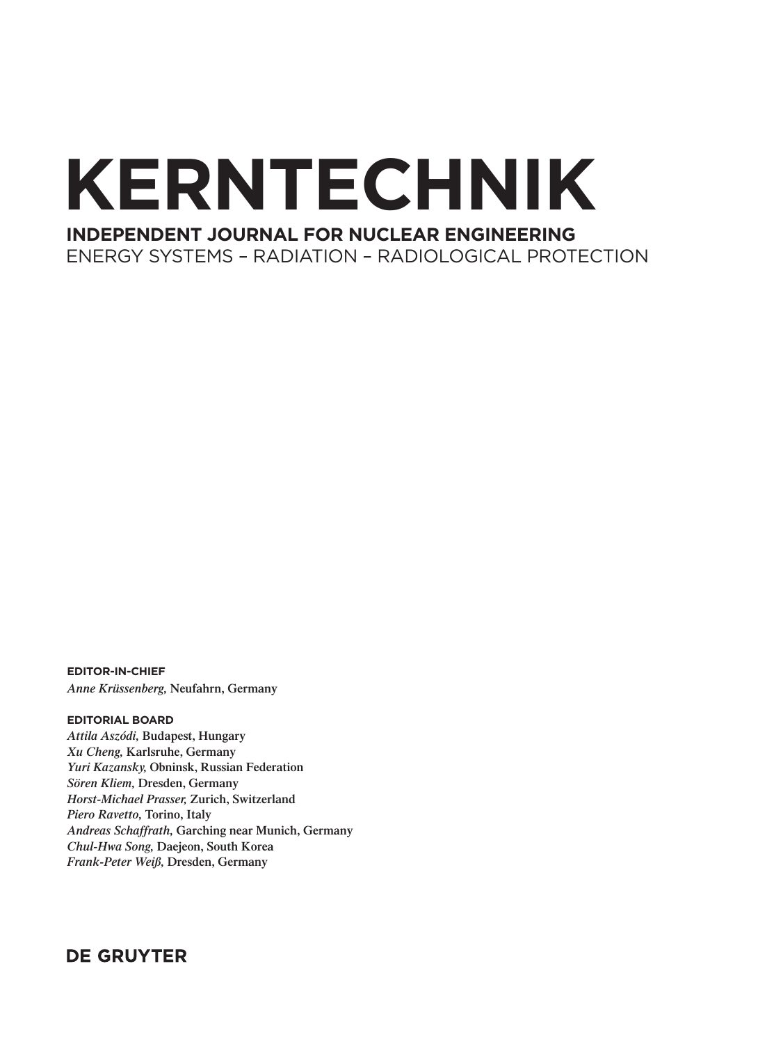# KERNTECHNIK

**INDEPENDENT JOURNAL FOR NUCLEAR ENGINEERING**

ENERGY SYSTEMS – RADIATION – RADIOLOGICAL PROTECTION

**EDITOR-IN-CHIEF**

*Anne Krüssenberg,* Neufahrn, Germany

**EDITORIAL BOARD**

*Attila Aszódi,* Budapest, Hungary
*Xu Cheng,* Karlsruhe, Germany
*Yuri Kazansky,* Obninsk, Russian Federation
*Sören Kliem,* Dresden, Germany
*Horst-Michael Prasser,* Zurich, Switzerland
*Piero Ravetto,* Torino, Italy
*Andreas Schaffrath,* Garching near Munich, Germany
*Chul-Hwa Song,* Daejeon, South Korea
*Frank-Peter Weiß,* Dresden, Germany

**DE GRUYTER**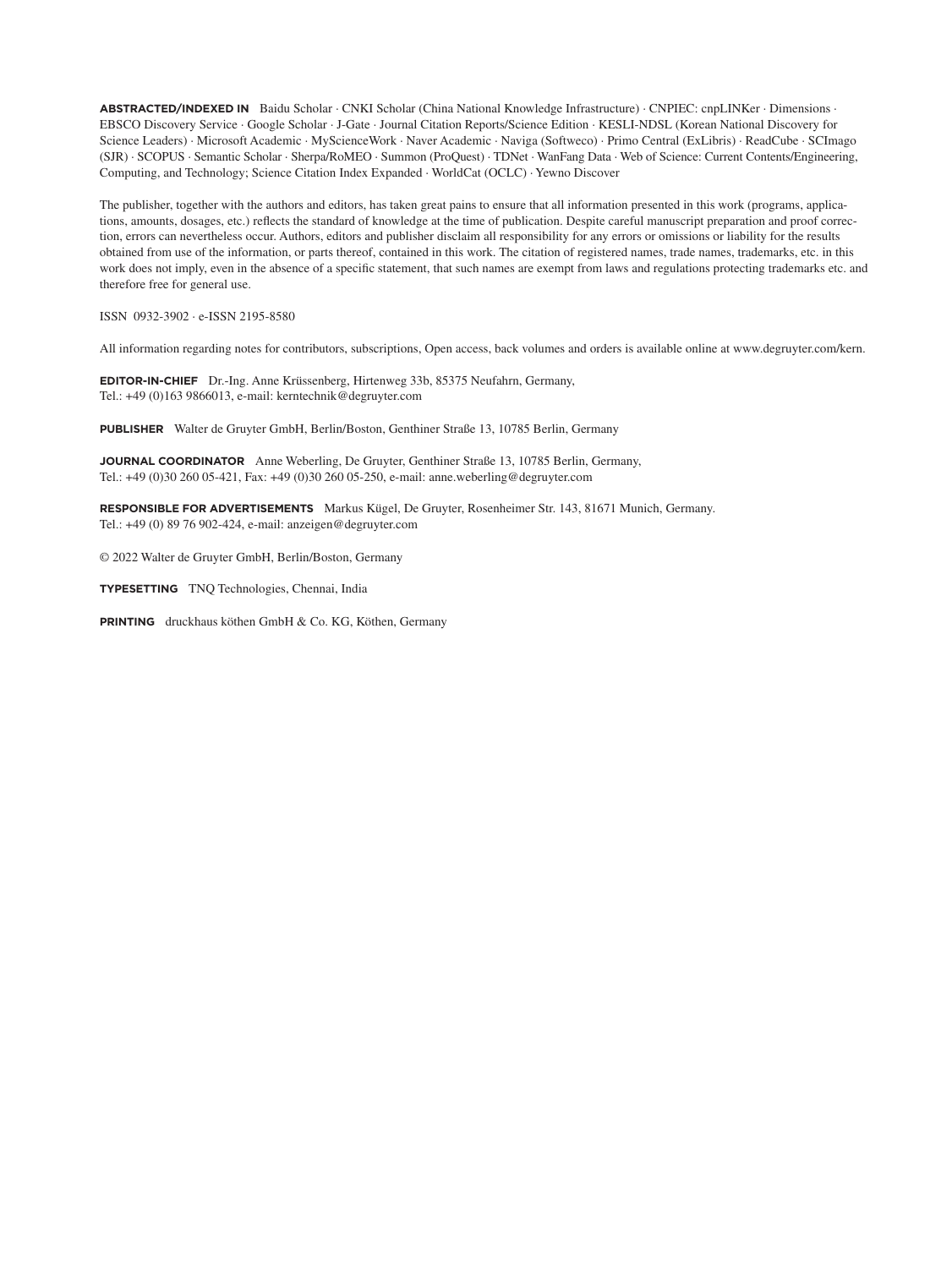**ABSTRACTED/INDEXED IN** Baidu Scholar · CNKI Scholar (China National Knowledge Infrastructure) · CNPIEC: cnpLINKer · Dimensions · EBSCO Discovery Service · Google Scholar · J-Gate · Journal Citation Reports/Science Edition · KESLI-NDSL (Korean National Discovery for Science Leaders) · Microsoft Academic · MyScienceWork · Naver Academic · Naviga (Softweco) · Primo Central (ExLibris) · ReadCube · SCImago (SJR) · SCOPUS · Semantic Scholar · Sherpa/RoMEO · Summon (ProQuest) · TDNet · WanFang Data · Web of Science: Current Contents/Engineering, Computing, and Technology; Science Citation Index Expanded · WorldCat (OCLC) · Yewno Discover

The publisher, together with the authors and editors, has taken great pains to ensure that all information presented in this work (programs, applications, amounts, dosages, etc.) reflects the standard of knowledge at the time of publication. Despite careful manuscript preparation and proof correction, errors can nevertheless occur. Authors, editors and publisher disclaim all responsibility for any errors or omissions or liability for the results obtained from use of the information, or parts thereof, contained in this work. The citation of registered names, trade names, trademarks, etc. in this work does not imply, even in the absence of a specific statement, that such names are exempt from laws and regulations protecting trademarks etc. and therefore free for general use.

ISSN 0932-3902 · e-ISSN 2195-8580

All information regarding notes for contributors, subscriptions, Open access, back volumes and orders is available online at www.degruyter.com/kern.

**EDITOR-IN-CHIEF** Dr.-Ing. Anne Krüssenberg, Hirtenweg 33b, 85375 Neufahrn, Germany,
Tel.: +49 (0)163 9866013, e-mail: kerntechnik@degruyter.com

**PUBLISHER** Walter de Gruyter GmbH, Berlin/Boston, Genthiner Straße 13, 10785 Berlin, Germany

**JOURNAL COORDINATOR** Anne Weberling, De Gruyter, Genthiner Straße 13, 10785 Berlin, Germany,
Tel.: +49 (0)30 260 05-421, Fax: +49 (0)30 260 05-250, e-mail: anne.weberling@degruyter.com

**RESPONSIBLE FOR ADVERTISEMENTS** Markus Kügel, De Gruyter, Rosenheimer Str. 143, 81671 Munich, Germany.
Tel.: +49 (0) 89 76 902-424, e-mail: anzeigen@degruyter.com

© 2022 Walter de Gruyter GmbH, Berlin/Boston, Germany

**TYPESETTING** TNQ Technologies, Chennai, India

**PRINTING** druckhaus köthen GmbH & Co. KG, Köthen, Germany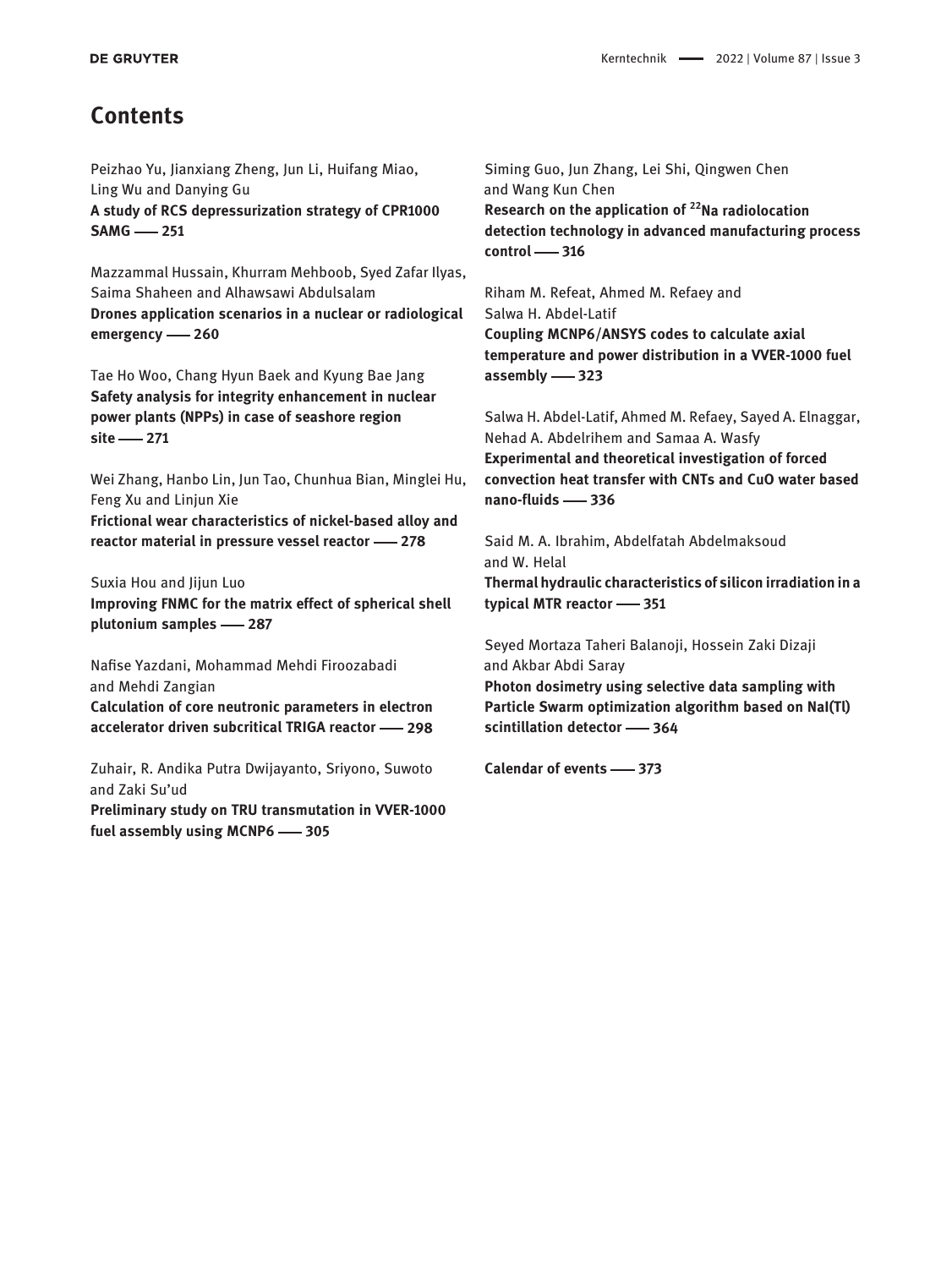# Contents

Peizhao Yu, Jianxiang Zheng, Jun Li, Huifang Miao, Ling Wu and Danying Gu
**A study of RCS depressurization strategy of CPR1000 SAMG —— 251**

Mazzammal Hussain, Khurram Mehboob, Syed Zafar Ilyas, Saima Shaheen and Alhawsawi Abdulsalam
**Drones application scenarios in a nuclear or radiological emergency —— 260**

Tae Ho Woo, Chang Hyun Baek and Kyung Bae Jang
**Safety analysis for integrity enhancement in nuclear power plants (NPPs) in case of seashore region site —— 271**

Wei Zhang, Hanbo Lin, Jun Tao, Chunhua Bian, Minglei Hu, Feng Xu and Linjun Xie
**Frictional wear characteristics of nickel-based alloy and reactor material in pressure vessel reactor —— 278**

Suxia Hou and Jijun Luo
**Improving FNMC for the matrix effect of spherical shell plutonium samples —— 287**

Nafise Yazdani, Mohammad Mehdi Firoozabadi and Mehdi Zangian
**Calculation of core neutronic parameters in electron accelerator driven subcritical TRIGA reactor —— 298**

Zuhair, R. Andika Putra Dwijayanto, Sriyono, Suwoto and Zaki Su'ud
**Preliminary study on TRU transmutation in VVER-1000 fuel assembly using MCNP6 —— 305**

Siming Guo, Jun Zhang, Lei Shi, Qingwen Chen and Wang Kun Chen
**Research on the application of $^{22}$Na radiolocation detection technology in advanced manufacturing process control —— 316**

Riham M. Refeat, Ahmed M. Refaey and Salwa H. Abdel-Latif
**Coupling MCNP6/ANSYS codes to calculate axial temperature and power distribution in a VVER-1000 fuel assembly —— 323**

Salwa H. Abdel-Latif, Ahmed M. Refaey, Sayed A. Elnaggar, Nehad A. Abdelrihem and Samaa A. Wasfy
**Experimental and theoretical investigation of forced convection heat transfer with CNTs and CuO water based nano-fluids —— 336**

Said M. A. Ibrahim, Abdelfatah Abdelmaksoud and W. Helal
**Thermal hydraulic characteristics of silicon irradiation in a typical MTR reactor —— 351**

Seyed Mortaza Taheri Balanoji, Hossein Zaki Dizaji and Akbar Abdi Saray
**Photon dosimetry using selective data sampling with Particle Swarm optimization algorithm based on NaI(Tl) scintillation detector —— 364**

**Calendar of events —— 373**